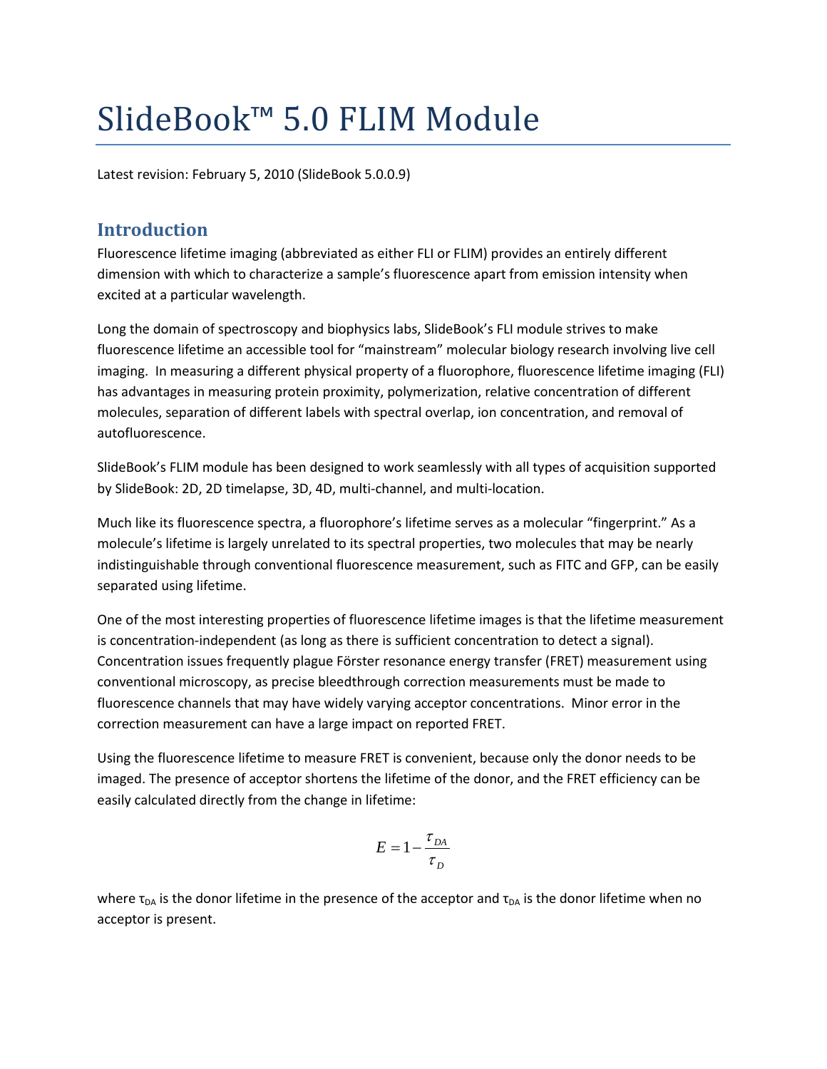# SlideBook™ 5.0 FLIM Module

Latest revision: February 5, 2010 (SlideBook 5.0.0.9)

## Introduction

Fluorescence lifetime imaging (abbreviated as either FLI or FLIM) provides an entirely different dimension with which to characterize a sample's fluorescence apart from emission intensity when excited at a particular wavelength.

Long the domain of spectroscopy and biophysics labs, SlideBook's FLI module strives to make fluorescence lifetime an accessible tool for "mainstream" molecular biology research involving live cell imaging. In measuring a different physical property of a fluorophore, fluorescence lifetime imaging (FLI) has advantages in measuring protein proximity, polymerization, relative concentration of different molecules, separation of different labels with spectral overlap, ion concentration, and removal of autofluorescence.

SlideBook's FLIM module has been designed to work seamlessly with all types of acquisition supported by SlideBook: 2D, 2D timelapse, 3D, 4D, multi-channel, and multi-location.

Much like its fluorescence spectra, a fluorophore's lifetime serves as a molecular "fingerprint." As a molecule's lifetime is largely unrelated to its spectral properties, two molecules that may be nearly indistinguishable through conventional fluorescence measurement, such as FITC and GFP, can be easily separated using lifetime.

One of the most interesting properties of fluorescence lifetime images is that the lifetime measurement is concentration-independent (as long as there is sufficient concentration to detect a signal). Concentration issues frequently plague Förster resonance energy transfer (FRET) measurement using conventional microscopy, as precise bleedthrough correction measurements must be made to fluorescence channels that may have widely varying acceptor concentrations. Minor error in the correction measurement can have a large impact on reported FRET.

Using the fluorescence lifetime to measure FRET is convenient, because only the donor needs to be imaged. The presence of acceptor shortens the lifetime of the donor, and the FRET efficiency can be easily calculated directly from the change in lifetime:

$$E = 1 - \frac{\tau_{DA}}{\tau_D}$$

where $\tau_{DA}$ is the donor lifetime in the presence of the acceptor and $\tau_{DA}$ is the donor lifetime when no acceptor is present.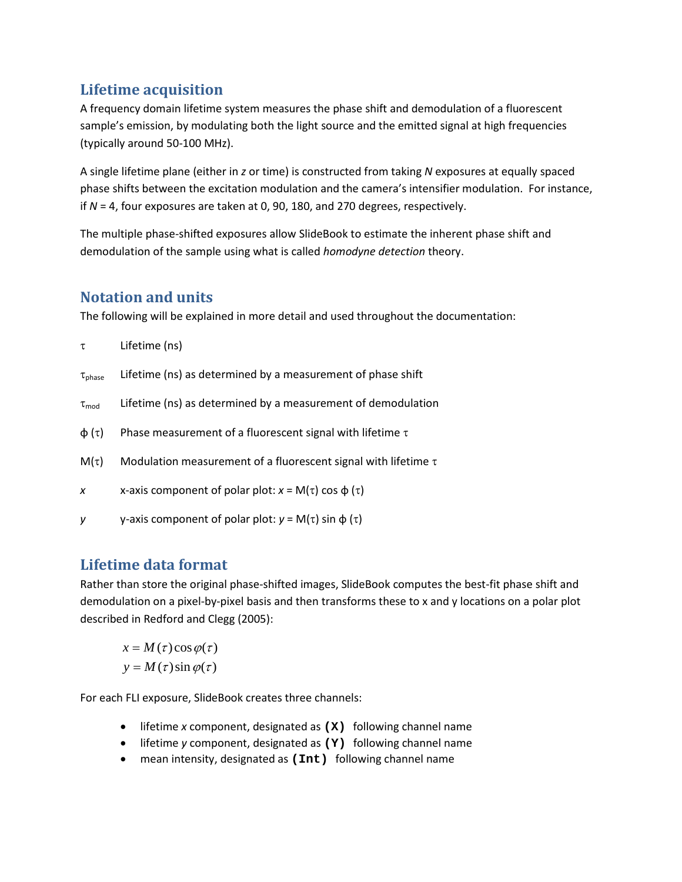## Lifetime acquisition

A frequency domain lifetime system measures the phase shift and demodulation of a fluorescent sample's emission, by modulating both the light source and the emitted signal at high frequencies (typically around 50-100 MHz).

A single lifetime plane (either in *z* or time) is constructed from taking *N* exposures at equally spaced phase shifts between the excitation modulation and the camera's intensifier modulation. For instance, if *N* = 4, four exposures are taken at 0, 90, 180, and 270 degrees, respectively.

The multiple phase-shifted exposures allow SlideBook to estimate the inherent phase shift and demodulation of the sample using what is called *homodyne detection* theory.

## Notation and units

The following will be explained in more detail and used throughout the documentation:

$\tau$ Lifetime (ns)

$\tau_{phase}$ Lifetime (ns) as determined by a measurement of phase shift

$\tau_{mod}$ Lifetime (ns) as determined by a measurement of demodulation

$\phi(\tau)$ Phase measurement of a fluorescent signal with lifetime $\tau$

$M(\tau)$ Modulation measurement of a fluorescent signal with lifetime $\tau$

$x$ x-axis component of polar plot: $x = M(\tau) \cos \phi(\tau)$

$y$ y-axis component of polar plot: $y = M(\tau) \sin \phi(\tau)$

## Lifetime data format

Rather than store the original phase-shifted images, SlideBook computes the best-fit phase shift and demodulation on a pixel-by-pixel basis and then transforms these to x and y locations on a polar plot described in Redford and Clegg (2005):

$$x = M(\tau)\cos\varphi(\tau)$$
$$y = M(\tau)\sin\varphi(\tau)$$

For each FLI exposure, SlideBook creates three channels:

- lifetime *x* component, designated as **(X)** following channel name
- lifetime *y* component, designated as **(Y)** following channel name
- mean intensity, designated as **(Int)** following channel name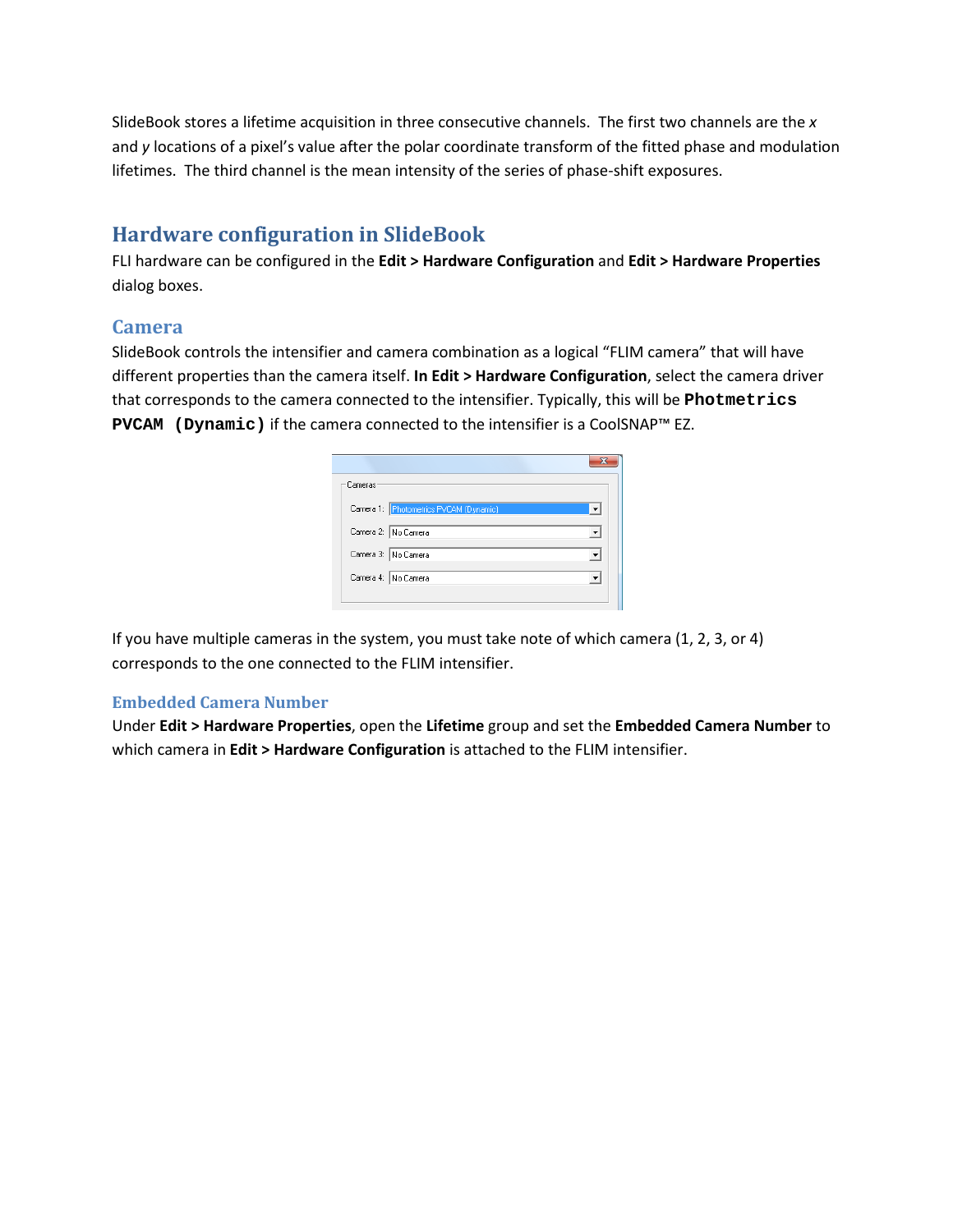SlideBook stores a lifetime acquisition in three consecutive channels. The first two channels are the *x* and *y* locations of a pixel's value after the polar coordinate transform of the fitted phase and modulation lifetimes. The third channel is the mean intensity of the series of phase-shift exposures.

## Hardware configuration in SlideBook

FLI hardware can be configured in the **Edit > Hardware Configuration** and **Edit > Hardware Properties** dialog boxes.

### Camera

SlideBook controls the intensifier and camera combination as a logical "FLIM camera" that will have different properties than the camera itself. **In Edit > Hardware Configuration**, select the camera driver that corresponds to the camera connected to the intensifier. Typically, this will be **`Photmetrics PVCAM (Dynamic)`** if the camera connected to the intensifier is a CoolSNAP™ EZ.

If you have multiple cameras in the system, you must take note of which camera (1, 2, 3, or 4) corresponds to the one connected to the FLIM intensifier.

#### Embedded Camera Number

Under **Edit > Hardware Properties**, open the **Lifetime** group and set the **Embedded Camera Number** to which camera in **Edit > Hardware Configuration** is attached to the FLIM intensifier.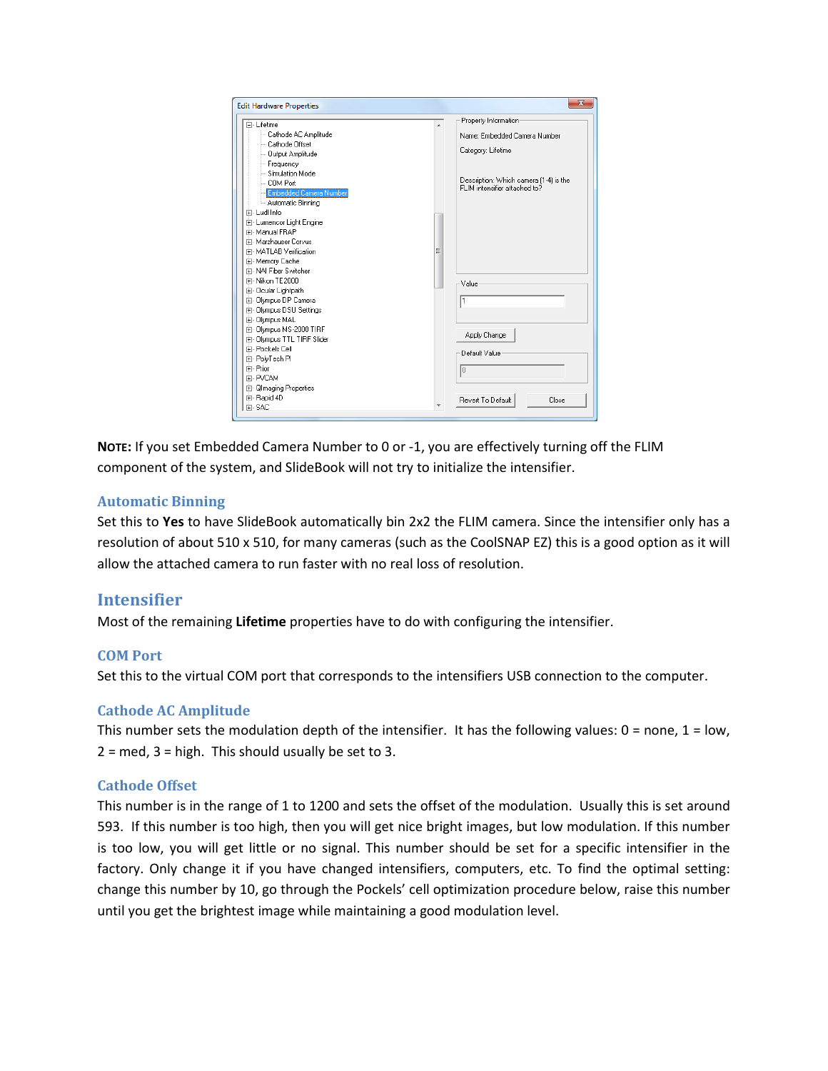**NOTE:** If you set Embedded Camera Number to 0 or -1, you are effectively turning off the FLIM component of the system, and SlideBook will not try to initialize the intensifier.

### Automatic Binning

Set this to **Yes** to have SlideBook automatically bin 2x2 the FLIM camera. Since the intensifier only has a resolution of about 510 x 510, for many cameras (such as the CoolSNAP EZ) this is a good option as it will allow the attached camera to run faster with no real loss of resolution.

## Intensifier

Most of the remaining **Lifetime** properties have to do with configuring the intensifier.

### COM Port

Set this to the virtual COM port that corresponds to the intensifiers USB connection to the computer.

### Cathode AC Amplitude

This number sets the modulation depth of the intensifier. It has the following values: 0 = none, 1 = low, 2 = med, 3 = high. This should usually be set to 3.

### Cathode Offset

This number is in the range of 1 to 1200 and sets the offset of the modulation. Usually this is set around 593. If this number is too high, then you will get nice bright images, but low modulation. If this number is too low, you will get little or no signal. This number should be set for a specific intensifier in the factory. Only change it if you have changed intensifiers, computers, etc. To find the optimal setting: change this number by 10, go through the Pockels' cell optimization procedure below, raise this number until you get the brightest image while maintaining a good modulation level.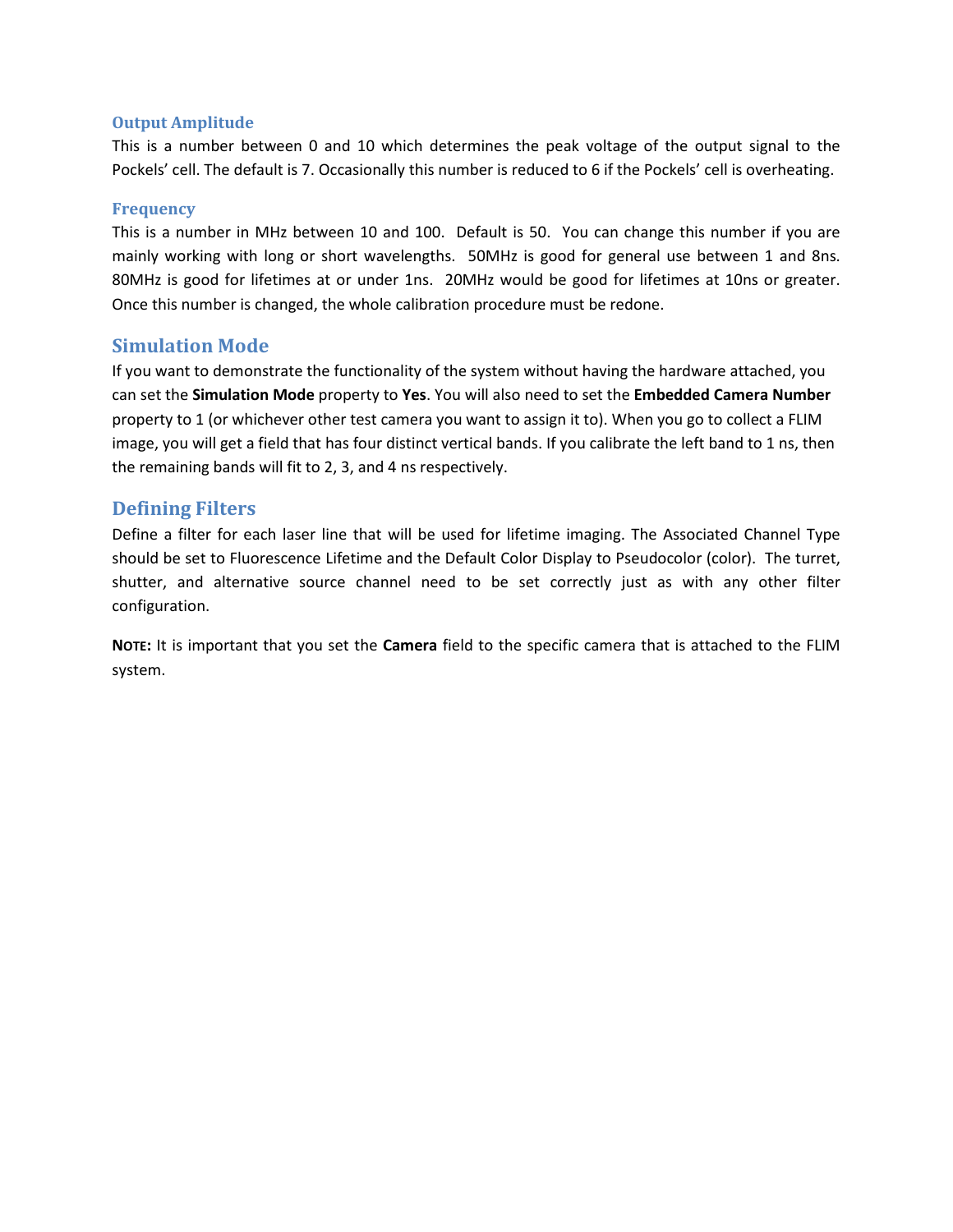### Output Amplitude

This is a number between 0 and 10 which determines the peak voltage of the output signal to the Pockels' cell. The default is 7. Occasionally this number is reduced to 6 if the Pockels' cell is overheating.

### Frequency

This is a number in MHz between 10 and 100. Default is 50. You can change this number if you are mainly working with long or short wavelengths. 50MHz is good for general use between 1 and 8ns. 80MHz is good for lifetimes at or under 1ns. 20MHz would be good for lifetimes at 10ns or greater. Once this number is changed, the whole calibration procedure must be redone.

## Simulation Mode

If you want to demonstrate the functionality of the system without having the hardware attached, you can set the **Simulation Mode** property to **Yes**. You will also need to set the **Embedded Camera Number** property to 1 (or whichever other test camera you want to assign it to). When you go to collect a FLIM image, you will get a field that has four distinct vertical bands. If you calibrate the left band to 1 ns, then the remaining bands will fit to 2, 3, and 4 ns respectively.

## Defining Filters

Define a filter for each laser line that will be used for lifetime imaging. The Associated Channel Type should be set to Fluorescence Lifetime and the Default Color Display to Pseudocolor (color). The turret, shutter, and alternative source channel need to be set correctly just as with any other filter configuration.

**NOTE:** It is important that you set the **Camera** field to the specific camera that is attached to the FLIM system.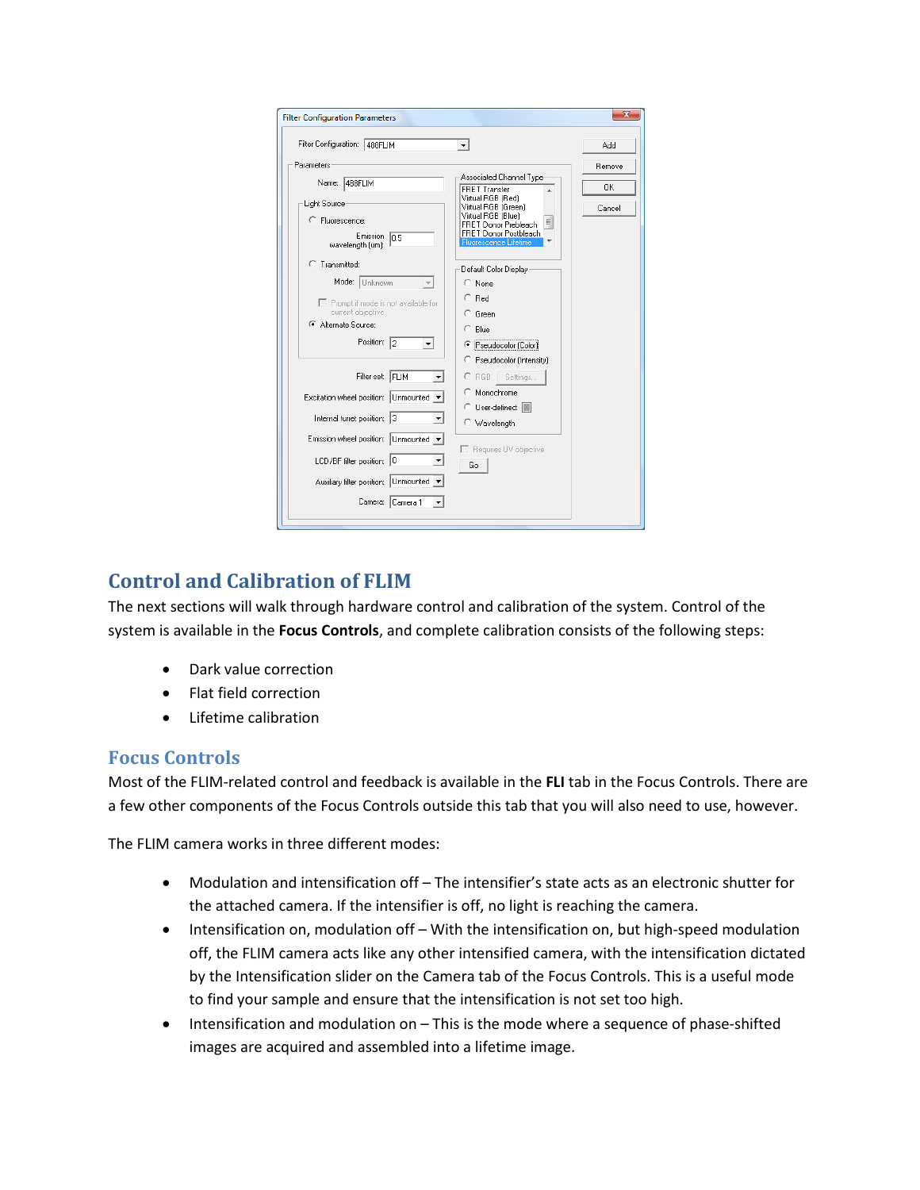## Control and Calibration of FLIM

The next sections will walk through hardware control and calibration of the system. Control of the system is available in the **Focus Controls**, and complete calibration consists of the following steps:

- Dark value correction
- Flat field correction
- Lifetime calibration

## Focus Controls

Most of the FLIM-related control and feedback is available in the **FLI** tab in the Focus Controls. There are a few other components of the Focus Controls outside this tab that you will also need to use, however.

The FLIM camera works in three different modes:

- Modulation and intensification off – The intensifier's state acts as an electronic shutter for the attached camera. If the intensifier is off, no light is reaching the camera.
- Intensification on, modulation off – With the intensification on, but high-speed modulation off, the FLIM camera acts like any other intensified camera, with the intensification dictated by the Intensification slider on the Camera tab of the Focus Controls. This is a useful mode to find your sample and ensure that the intensification is not set too high.
- Intensification and modulation on – This is the mode where a sequence of phase-shifted images are acquired and assembled into a lifetime image.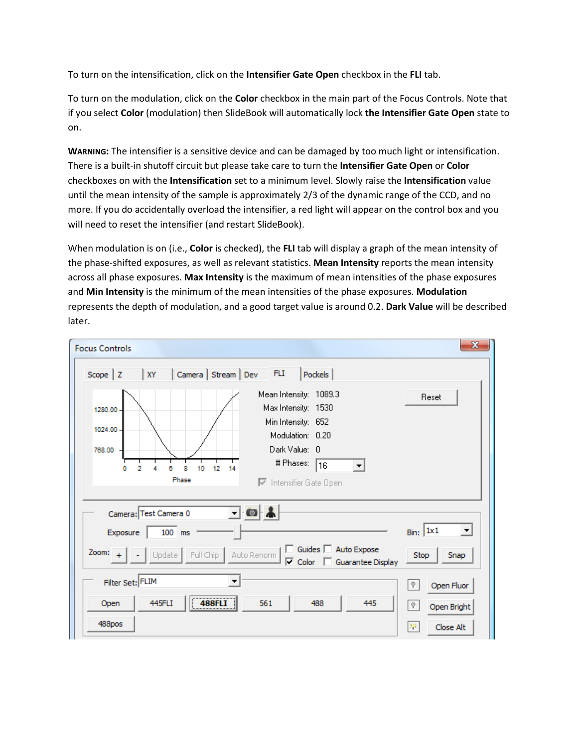To turn on the intensification, click on the **Intensifier Gate Open** checkbox in the **FLI** tab.

To turn on the modulation, click on the **Color** checkbox in the main part of the Focus Controls. Note that if you select **Color** (modulation) then SlideBook will automatically lock **the Intensifier Gate Open** state to on.

**WARNING:** The intensifier is a sensitive device and can be damaged by too much light or intensification. There is a built-in shutoff circuit but please take care to turn the **Intensifier Gate Open** or **Color** checkboxes on with the **Intensification** set to a minimum level. Slowly raise the **Intensification** value until the mean intensity of the sample is approximately 2/3 of the dynamic range of the CCD, and no more. If you do accidentally overload the intensifier, a red light will appear on the control box and you will need to reset the intensifier (and restart SlideBook).

When modulation is on (i.e., **Color** is checked), the **FLI** tab will display a graph of the mean intensity of the phase-shifted exposures, as well as relevant statistics. **Mean Intensity** reports the mean intensity across all phase exposures. **Max Intensity** is the maximum of mean intensities of the phase exposures and **Min Intensity** is the minimum of the mean intensities of the phase exposures. **Modulation** represents the depth of modulation, and a good target value is around 0.2. **Dark Value** will be described later.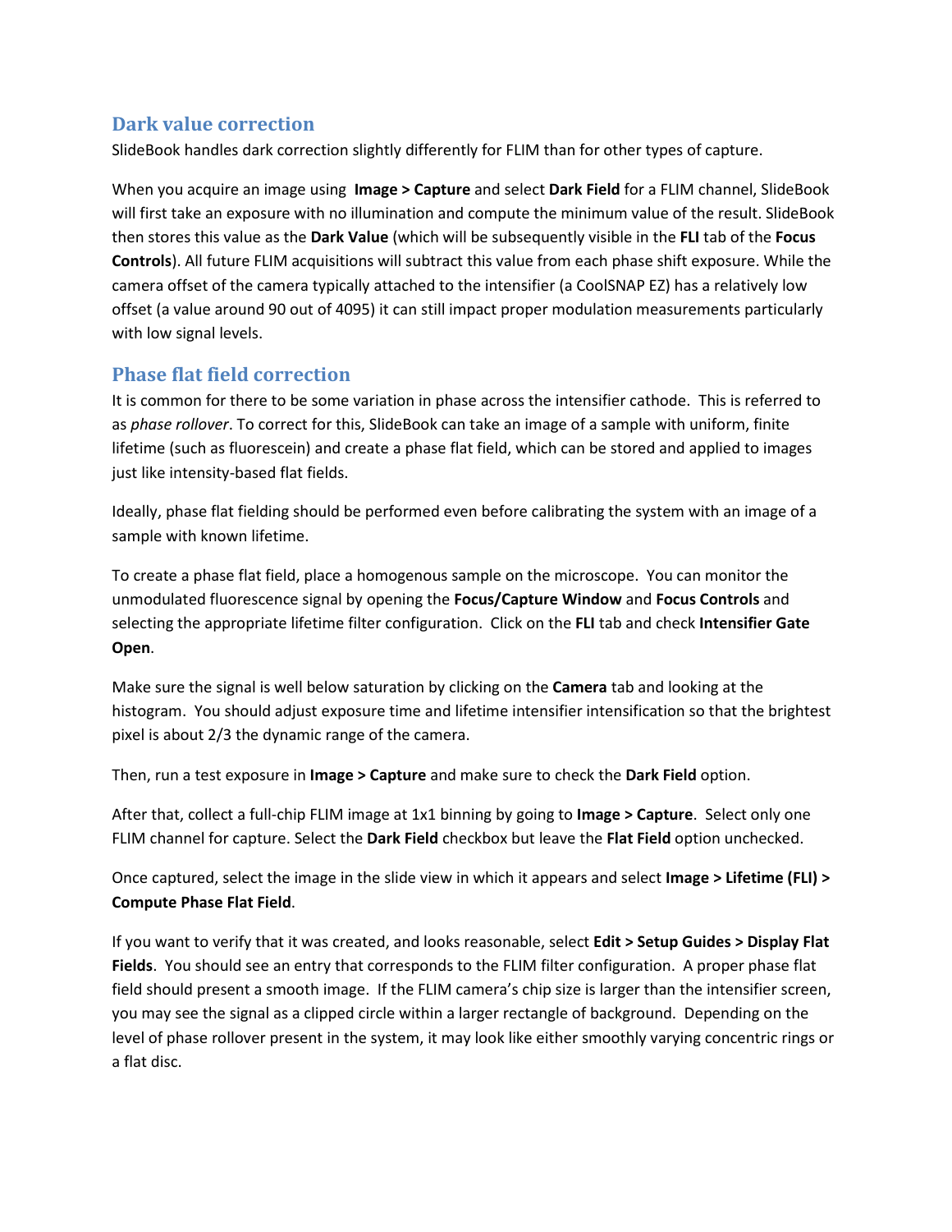## Dark value correction

SlideBook handles dark correction slightly differently for FLIM than for other types of capture.

When you acquire an image using **Image > Capture** and select **Dark Field** for a FLIM channel, SlideBook will first take an exposure with no illumination and compute the minimum value of the result. SlideBook then stores this value as the **Dark Value** (which will be subsequently visible in the **FLI** tab of the **Focus Controls**). All future FLIM acquisitions will subtract this value from each phase shift exposure. While the camera offset of the camera typically attached to the intensifier (a CoolSNAP EZ) has a relatively low offset (a value around 90 out of 4095) it can still impact proper modulation measurements particularly with low signal levels.

## Phase flat field correction

It is common for there to be some variation in phase across the intensifier cathode. This is referred to as *phase rollover*. To correct for this, SlideBook can take an image of a sample with uniform, finite lifetime (such as fluorescein) and create a phase flat field, which can be stored and applied to images just like intensity-based flat fields.

Ideally, phase flat fielding should be performed even before calibrating the system with an image of a sample with known lifetime.

To create a phase flat field, place a homogenous sample on the microscope. You can monitor the unmodulated fluorescence signal by opening the **Focus/Capture Window** and **Focus Controls** and selecting the appropriate lifetime filter configuration. Click on the **FLI** tab and check **Intensifier Gate Open**.

Make sure the signal is well below saturation by clicking on the **Camera** tab and looking at the histogram. You should adjust exposure time and lifetime intensifier intensification so that the brightest pixel is about 2/3 the dynamic range of the camera.

Then, run a test exposure in **Image > Capture** and make sure to check the **Dark Field** option.

After that, collect a full-chip FLIM image at 1x1 binning by going to **Image > Capture**. Select only one FLIM channel for capture. Select the **Dark Field** checkbox but leave the **Flat Field** option unchecked.

Once captured, select the image in the slide view in which it appears and select **Image > Lifetime (FLI) > Compute Phase Flat Field**.

If you want to verify that it was created, and looks reasonable, select **Edit > Setup Guides > Display Flat Fields**. You should see an entry that corresponds to the FLIM filter configuration. A proper phase flat field should present a smooth image. If the FLIM camera's chip size is larger than the intensifier screen, you may see the signal as a clipped circle within a larger rectangle of background. Depending on the level of phase rollover present in the system, it may look like either smoothly varying concentric rings or a flat disc.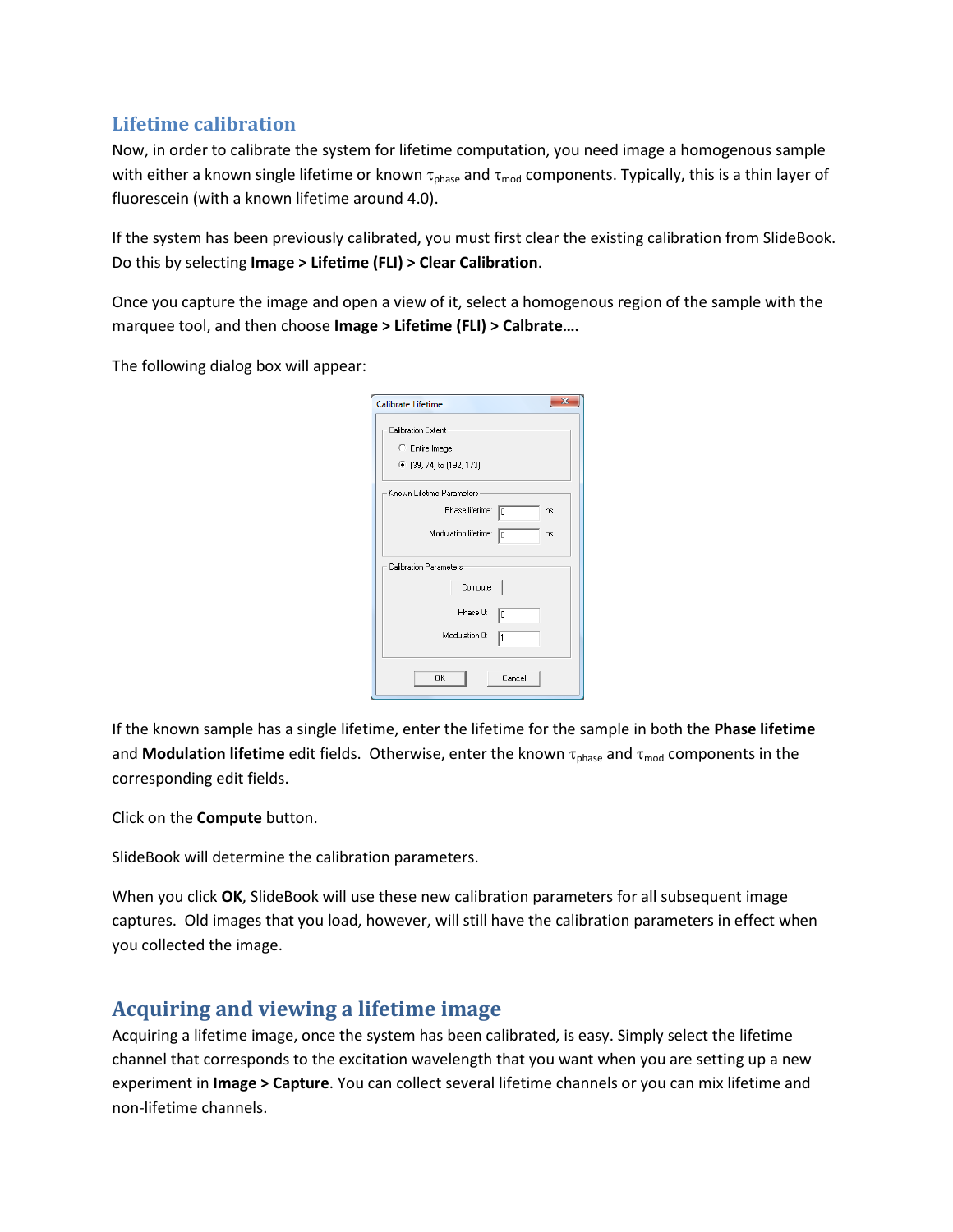## Lifetime calibration

Now, in order to calibrate the system for lifetime computation, you need image a homogenous sample with either a known single lifetime or known $\tau_{phase}$ and $\tau_{mod}$ components. Typically, this is a thin layer of fluorescein (with a known lifetime around 4.0).

If the system has been previously calibrated, you must first clear the existing calibration from SlideBook. Do this by selecting **Image > Lifetime (FLI) > Clear Calibration**.

Once you capture the image and open a view of it, select a homogenous region of the sample with the marquee tool, and then choose **Image > Lifetime (FLI) > Calbrate….**

The following dialog box will appear:

If the known sample has a single lifetime, enter the lifetime for the sample in both the **Phase lifetime** and **Modulation lifetime** edit fields. Otherwise, enter the known $\tau_{phase}$ and $\tau_{mod}$ components in the corresponding edit fields.

Click on the **Compute** button.

SlideBook will determine the calibration parameters.

When you click **OK**, SlideBook will use these new calibration parameters for all subsequent image captures. Old images that you load, however, will still have the calibration parameters in effect when you collected the image.

## Acquiring and viewing a lifetime image

Acquiring a lifetime image, once the system has been calibrated, is easy. Simply select the lifetime channel that corresponds to the excitation wavelength that you want when you are setting up a new experiment in **Image > Capture**. You can collect several lifetime channels or you can mix lifetime and non-lifetime channels.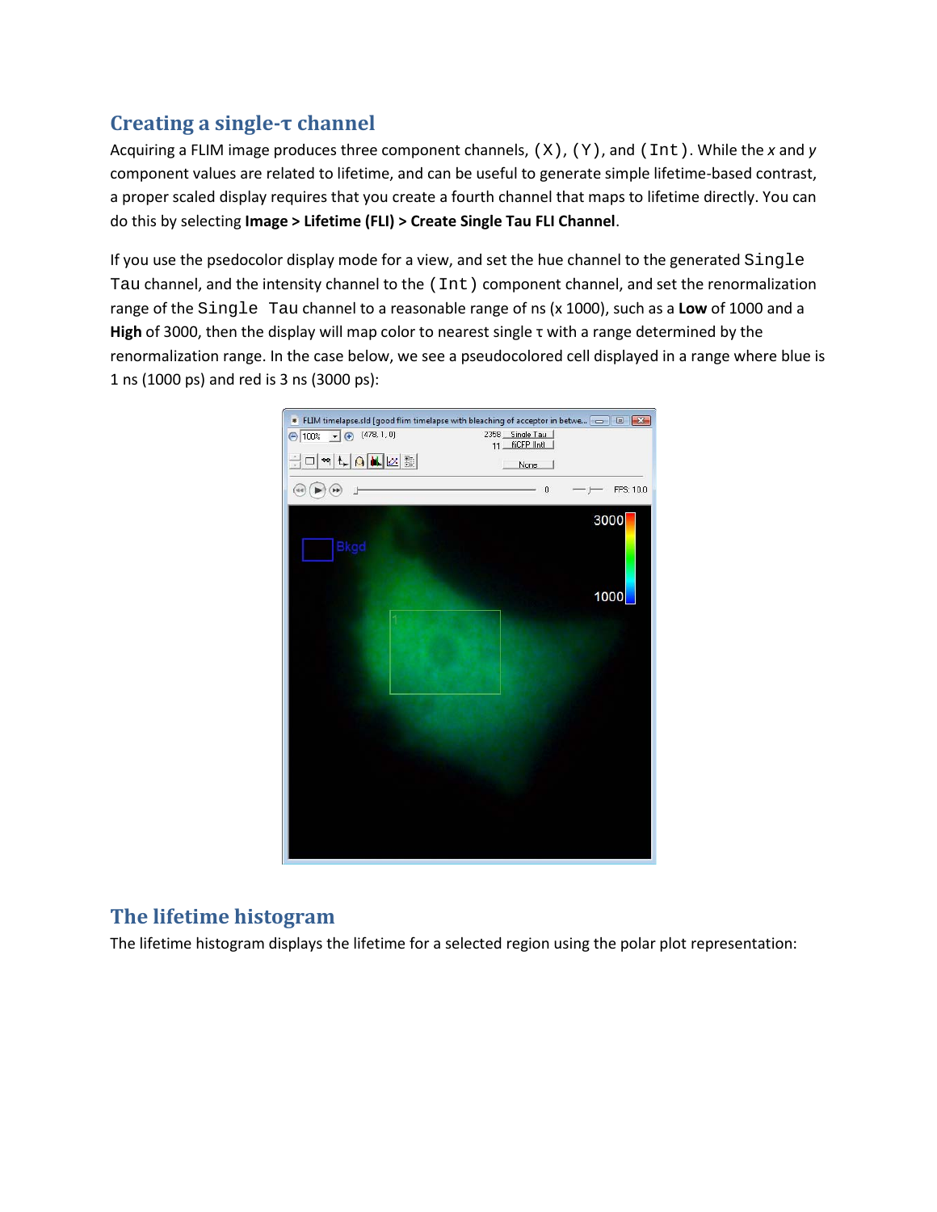## Creating a single-τ channel

Acquiring a FLIM image produces three component channels, `(X)`, `(Y)`, and `(Int)`. While the *x* and *y* component values are related to lifetime, and can be useful to generate simple lifetime-based contrast, a proper scaled display requires that you create a fourth channel that maps to lifetime directly. You can do this by selecting **Image > Lifetime (FLI) > Create Single Tau FLI Channel**.

If you use the psedocolor display mode for a view, and set the hue channel to the generated `Single Tau` channel, and the intensity channel to the `(Int)` component channel, and set the renormalization range of the `Single Tau` channel to a reasonable range of ns (x 1000), such as a **Low** of 1000 and a **High** of 3000, then the display will map color to nearest single τ with a range determined by the renormalization range. In the case below, we see a pseudocolored cell displayed in a range where blue is 1 ns (1000 ps) and red is 3 ns (3000 ps):

## The lifetime histogram

The lifetime histogram displays the lifetime for a selected region using the polar plot representation: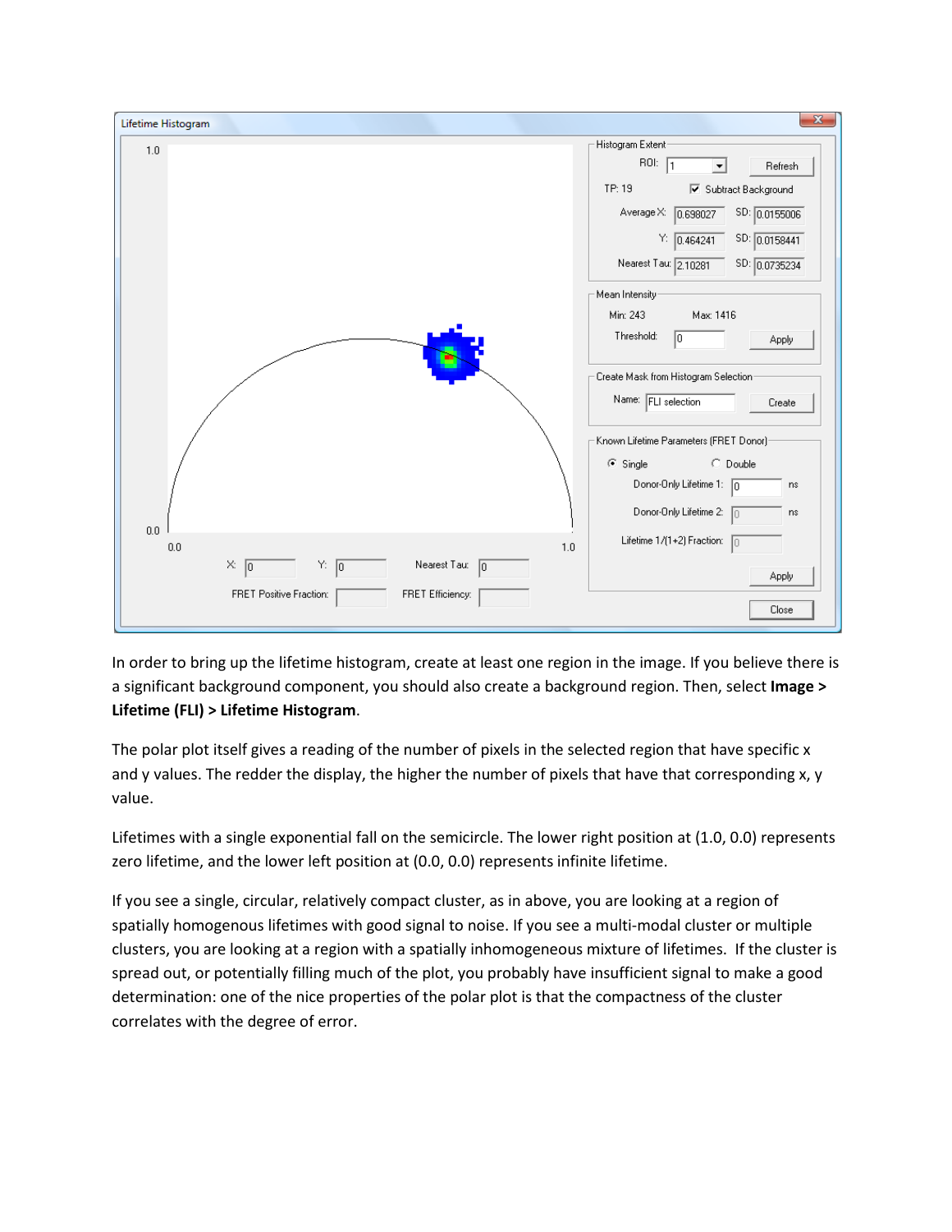In order to bring up the lifetime histogram, create at least one region in the image. If you believe there is a significant background component, you should also create a background region. Then, select **Image > Lifetime (FLI) > Lifetime Histogram**.

The polar plot itself gives a reading of the number of pixels in the selected region that have specific x and y values. The redder the display, the higher the number of pixels that have that corresponding x, y value.

Lifetimes with a single exponential fall on the semicircle. The lower right position at (1.0, 0.0) represents zero lifetime, and the lower left position at (0.0, 0.0) represents infinite lifetime.

If you see a single, circular, relatively compact cluster, as in above, you are looking at a region of spatially homogenous lifetimes with good signal to noise. If you see a multi-modal cluster or multiple clusters, you are looking at a region with a spatially inhomogeneous mixture of lifetimes. If the cluster is spread out, or potentially filling much of the plot, you probably have insufficient signal to make a good determination: one of the nice properties of the polar plot is that the compactness of the cluster correlates with the degree of error.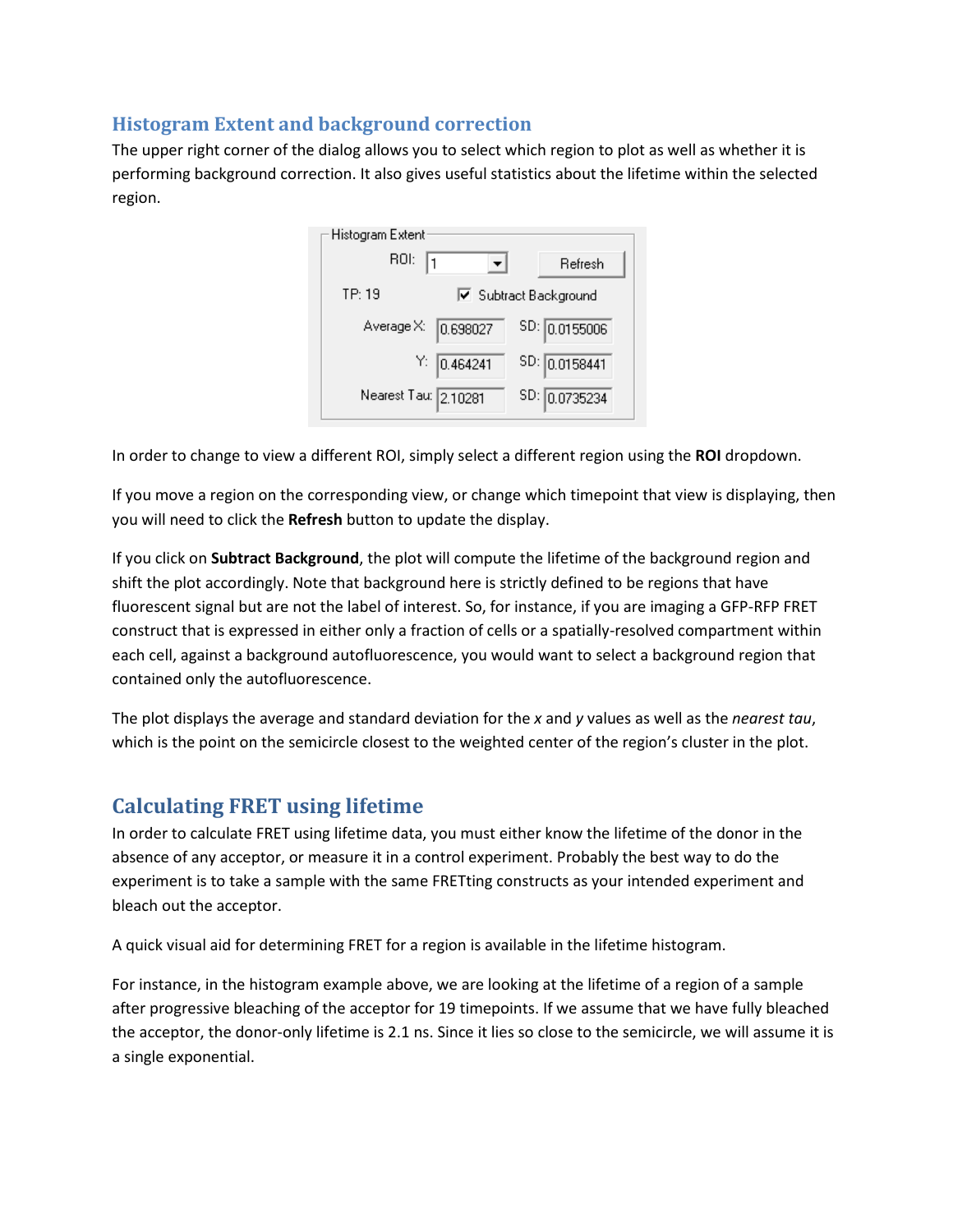## Histogram Extent and background correction

The upper right corner of the dialog allows you to select which region to plot as well as whether it is performing background correction. It also gives useful statistics about the lifetime within the selected region.

In order to change to view a different ROI, simply select a different region using the **ROI** dropdown.

If you move a region on the corresponding view, or change which timepoint that view is displaying, then you will need to click the **Refresh** button to update the display.

If you click on **Subtract Background**, the plot will compute the lifetime of the background region and shift the plot accordingly. Note that background here is strictly defined to be regions that have fluorescent signal but are not the label of interest. So, for instance, if you are imaging a GFP-RFP FRET construct that is expressed in either only a fraction of cells or a spatially-resolved compartment within each cell, against a background autofluorescence, you would want to select a background region that contained only the autofluorescence.

The plot displays the average and standard deviation for the *x* and *y* values as well as the *nearest tau*, which is the point on the semicircle closest to the weighted center of the region's cluster in the plot.

## Calculating FRET using lifetime

In order to calculate FRET using lifetime data, you must either know the lifetime of the donor in the absence of any acceptor, or measure it in a control experiment. Probably the best way to do the experiment is to take a sample with the same FRETting constructs as your intended experiment and bleach out the acceptor.

A quick visual aid for determining FRET for a region is available in the lifetime histogram.

For instance, in the histogram example above, we are looking at the lifetime of a region of a sample after progressive bleaching of the acceptor for 19 timepoints. If we assume that we have fully bleached the acceptor, the donor-only lifetime is 2.1 ns. Since it lies so close to the semicircle, we will assume it is a single exponential.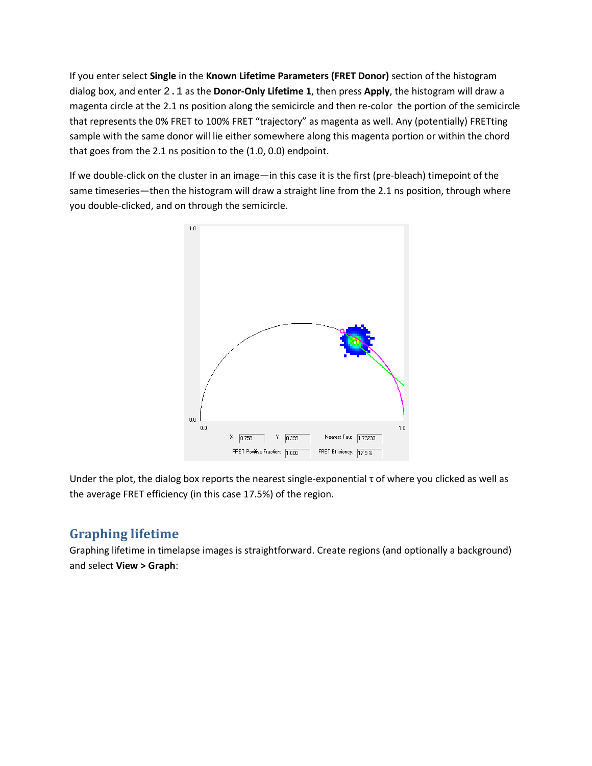If you enter select **Single** in the **Known Lifetime Parameters (FRET Donor)** section of the histogram dialog box, and enter `2.1` as the **Donor-Only Lifetime 1**, then press **Apply**, the histogram will draw a magenta circle at the 2.1 ns position along the semicircle and then re-color the portion of the semicircle that represents the 0% FRET to 100% FRET "trajectory" as magenta as well. Any (potentially) FRETting sample with the same donor will lie either somewhere along this magenta portion or within the chord that goes from the 2.1 ns position to the (1.0, 0.0) endpoint.

If we double-click on the cluster in an image—in this case it is the first (pre-bleach) timepoint of the same timeseries—then the histogram will draw a straight line from the 2.1 ns position, through where you double-clicked, and on through the semicircle.

Under the plot, the dialog box reports the nearest single-exponential τ of where you clicked as well as the average FRET efficiency (in this case 17.5%) of the region.

## Graphing lifetime

Graphing lifetime in timelapse images is straightforward. Create regions (and optionally a background) and select **View > Graph**: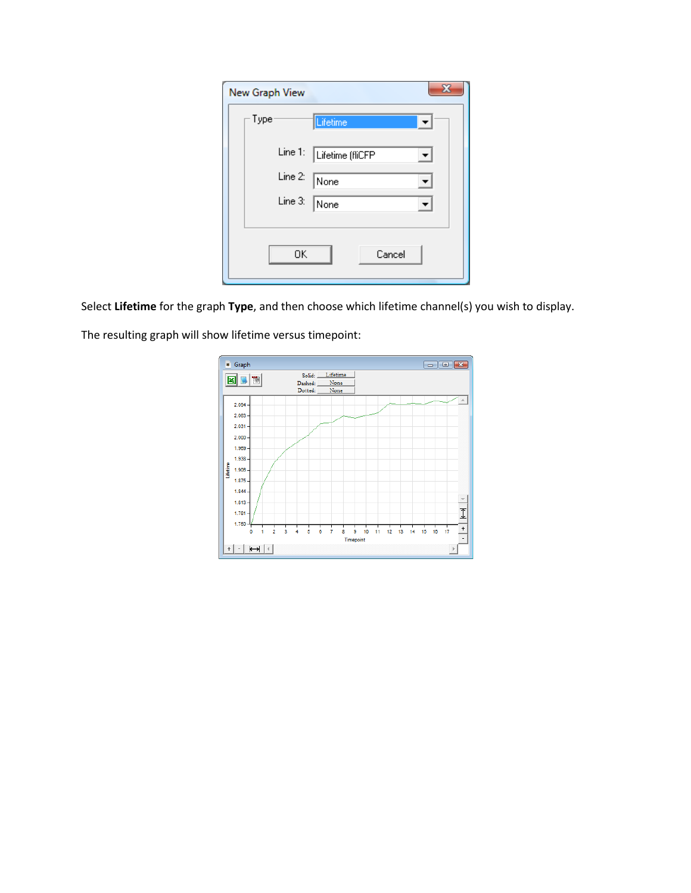New Graph View

Type: Lifetime

Line 1: Lifetime (fliCFP

Line 2: None

Line 3: None

OK Cancel

Select **Lifetime** for the graph **Type**, and then choose which lifetime channel(s) you wish to display.

The resulting graph will show lifetime versus timepoint:

Graph

Solid: Lifetime
Dashed: None
Dotted: None

Lifetime

2.094
2.063
2.031
2.000
1.969
1.938
1.906
1.875
1.844
1.813
1.781
1.750

0 1 2 3 4 5 6 7 8 9 10 11 12 13 14 15 16 17

Timepoint